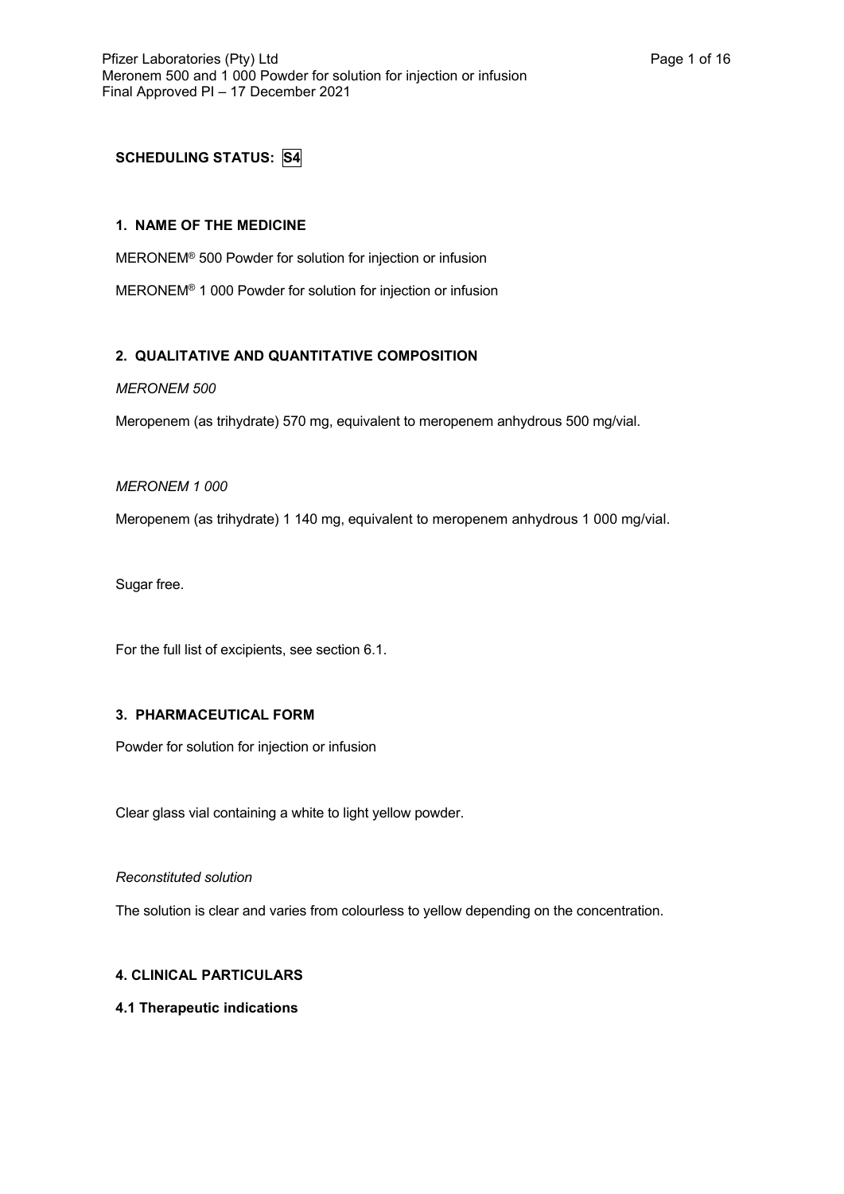**SCHEDULING STATUS: S4**

### 1. NAME OF THE MEDICINE

MERONEM® 500 Powder for solution for injection or infusion

MERONEM® 1 000 Powder for solution for injection or infusion

### 2. QUALITATIVE AND QUANTITATIVE COMPOSITION

*MERONEM 500*

Meropenem (as trihydrate) 570 mg, equivalent to meropenem anhydrous 500 mg/vial.

*MERONEM 1 000*

Meropenem (as trihydrate) 1 140 mg, equivalent to meropenem anhydrous 1 000 mg/vial.

Sugar free.

For the full list of excipients, see section 6.1.

### 3. PHARMACEUTICAL FORM

Powder for solution for injection or infusion

Clear glass vial containing a white to light yellow powder.

*Reconstituted solution*

The solution is clear and varies from colourless to yellow depending on the concentration.

### 4. CLINICAL PARTICULARS

#### 4.1 Therapeutic indications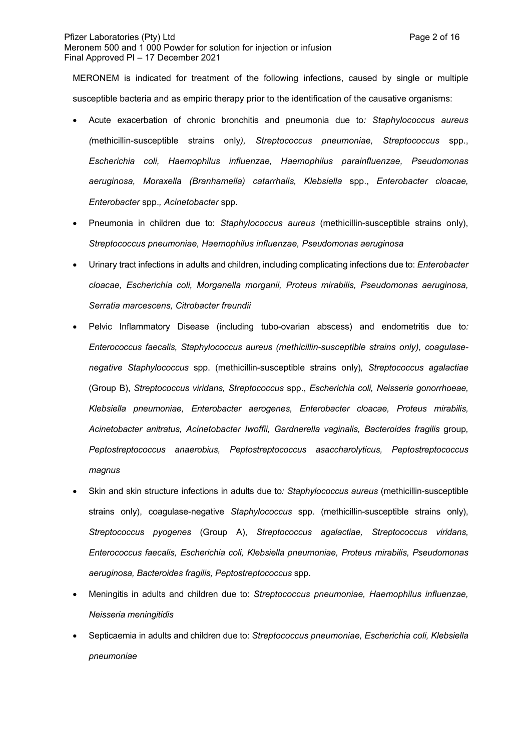MERONEM is indicated for treatment of the following infections, caused by single or multiple susceptible bacteria and as empiric therapy prior to the identification of the causative organisms:

- Acute exacerbation of chronic bronchitis and pneumonia due to*: Staphylococcus aureus (*methicillin-susceptible strains only*), Streptococcus pneumoniae, Streptococcus* spp., *Escherichia coli, Haemophilus influenzae, Haemophilus parainfluenzae, Pseudomonas aeruginosa, Moraxella (Branhamella) catarrhalis, Klebsiella* spp., *Enterobacter cloacae, Enterobacter* spp.*, Acinetobacter* spp.
- Pneumonia in children due to: *Staphylococcus aureus* (methicillin-susceptible strains only), *Streptococcus pneumoniae, Haemophilus influenzae, Pseudomonas aeruginosa*
- Urinary tract infections in adults and children, including complicating infections due to: *Enterobacter cloacae, Escherichia coli, Morganella morganii, Proteus mirabilis, Pseudomonas aeruginosa, Serratia marcescens, Citrobacter freundii*
- Pelvic Inflammatory Disease (including tubo-ovarian abscess) and endometritis due to*: Enterococcus faecalis, Staphylococcus aureus (methicillin-susceptible strains only), coagulase-negative Staphylococcus* spp. (methicillin-susceptible strains only)*, Streptococcus agalactiae* (Group B), *Streptococcus viridans, Streptococcus* spp., *Escherichia coli, Neisseria gonorrhoeae, Klebsiella pneumoniae, Enterobacter aerogenes, Enterobacter cloacae, Proteus mirabilis, Acinetobacter anitratus, Acinetobacter Iwoffii, Gardnerella vaginalis, Bacteroides fragilis* group*, Peptostreptococcus anaerobius, Peptostreptococcus asaccharolyticus, Peptostreptococcus magnus*
- Skin and skin structure infections in adults due to*: Staphylococcus aureus* (methicillin-susceptible strains only), coagulase-negative *Staphylococcus* spp. (methicillin-susceptible strains only), *Streptococcus pyogenes* (Group A), *Streptococcus agalactiae, Streptococcus viridans, Enterococcus faecalis, Escherichia coli, Klebsiella pneumoniae, Proteus mirabilis, Pseudomonas aeruginosa, Bacteroides fragilis, Peptostreptococcus* spp.
- Meningitis in adults and children due to: *Streptococcus pneumoniae, Haemophilus influenzae, Neisseria meningitidis*
- Septicaemia in adults and children due to: *Streptococcus pneumoniae, Escherichia coli, Klebsiella pneumoniae*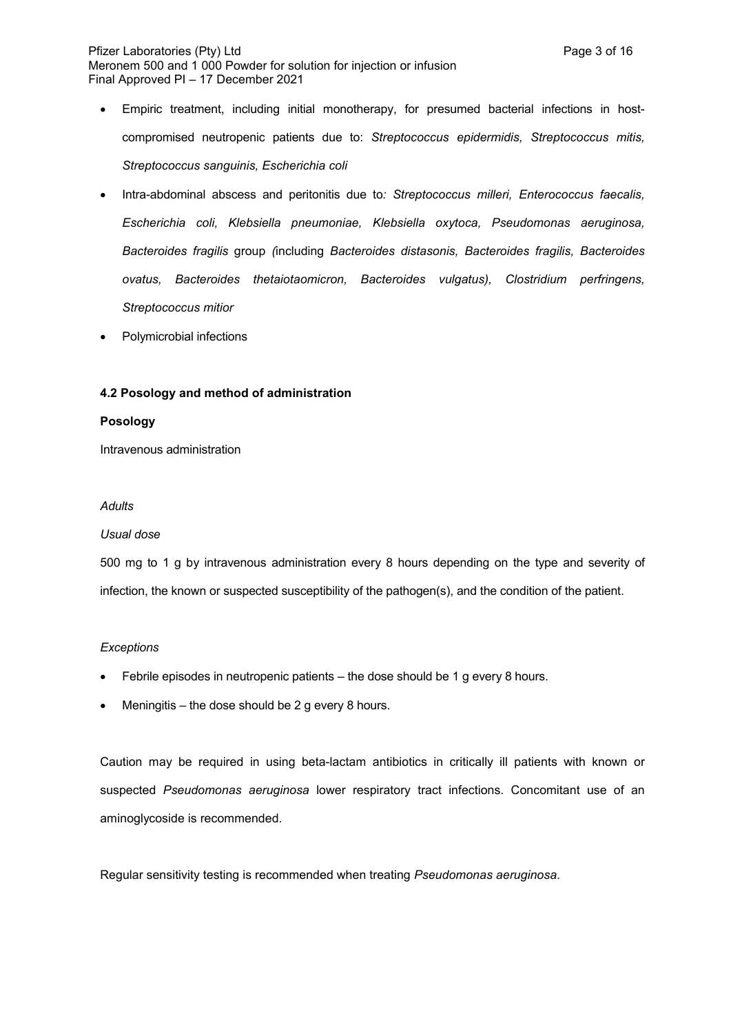- Empiric treatment, including initial monotherapy, for presumed bacterial infections in host-compromised neutropenic patients due to: *Streptococcus epidermidis, Streptococcus mitis, Streptococcus sanguinis, Escherichia coli*
- Intra-abdominal abscess and peritonitis due to*: Streptococcus milleri, Enterococcus faecalis, Escherichia coli, Klebsiella pneumoniae, Klebsiella oxytoca, Pseudomonas aeruginosa, Bacteroides fragilis* group *(*including *Bacteroides distasonis, Bacteroides fragilis, Bacteroides ovatus, Bacteroides thetaiotaomicron, Bacteroides vulgatus), Clostridium perfringens, Streptococcus mitior*
- Polymicrobial infections

### 4.2 Posology and method of administration

#### Posology

Intravenous administration

*Adults*

*Usual dose*

500 mg to 1 g by intravenous administration every 8 hours depending on the type and severity of infection, the known or suspected susceptibility of the pathogen(s), and the condition of the patient.

*Exceptions*

- Febrile episodes in neutropenic patients – the dose should be 1 g every 8 hours.
- Meningitis – the dose should be 2 g every 8 hours.

Caution may be required in using beta-lactam antibiotics in critically ill patients with known or suspected *Pseudomonas aeruginosa* lower respiratory tract infections. Concomitant use of an aminoglycoside is recommended.

Regular sensitivity testing is recommended when treating *Pseudomonas aeruginosa*.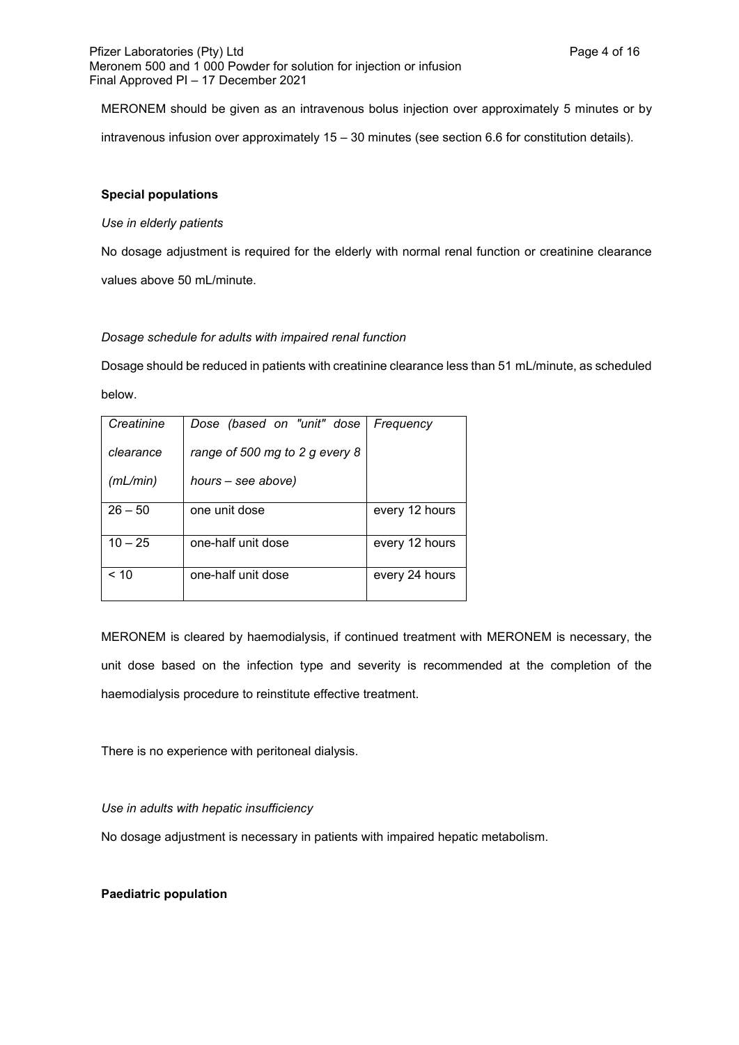MERONEM should be given as an intravenous bolus injection over approximately 5 minutes or by intravenous infusion over approximately 15 – 30 minutes (see section 6.6 for constitution details).

**Special populations**

*Use in elderly patients*

No dosage adjustment is required for the elderly with normal renal function or creatinine clearance values above 50 mL/minute.

*Dosage schedule for adults with impaired renal function*

Dosage should be reduced in patients with creatinine clearance less than 51 mL/minute, as scheduled below.

| *Creatinine clearance (mL/min)* | *Dose (based on "unit" dose range of 500 mg to 2 g every 8 hours – see above)* | *Frequency* |
|---|---|---|
| 26 – 50 | one unit dose | every 12 hours |
| 10 – 25 | one-half unit dose | every 12 hours |
| < 10 | one-half unit dose | every 24 hours |

MERONEM is cleared by haemodialysis, if continued treatment with MERONEM is necessary, the unit dose based on the infection type and severity is recommended at the completion of the haemodialysis procedure to reinstitute effective treatment.

There is no experience with peritoneal dialysis.

*Use in adults with hepatic insufficiency*

No dosage adjustment is necessary in patients with impaired hepatic metabolism.

**Paediatric population**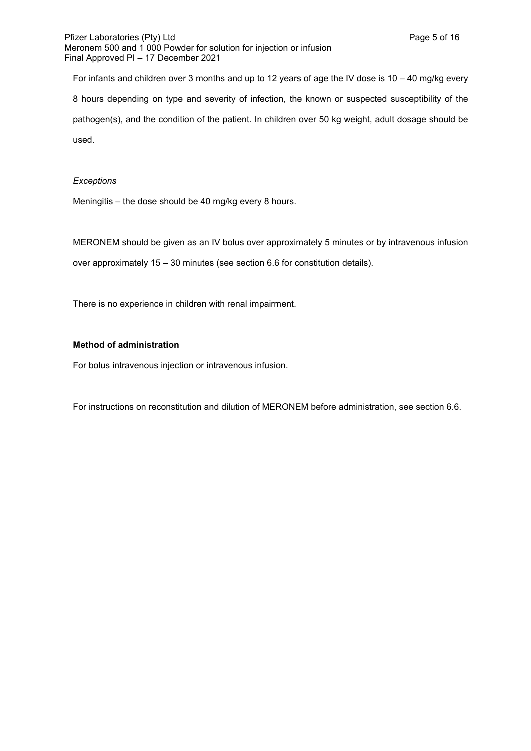For infants and children over 3 months and up to 12 years of age the IV dose is 10 – 40 mg/kg every 8 hours depending on type and severity of infection, the known or suspected susceptibility of the pathogen(s), and the condition of the patient. In children over 50 kg weight, adult dosage should be used.

*Exceptions*

Meningitis – the dose should be 40 mg/kg every 8 hours.

MERONEM should be given as an IV bolus over approximately 5 minutes or by intravenous infusion over approximately 15 – 30 minutes (see section 6.6 for constitution details).

There is no experience in children with renal impairment.

**Method of administration**

For bolus intravenous injection or intravenous infusion.

For instructions on reconstitution and dilution of MERONEM before administration, see section 6.6.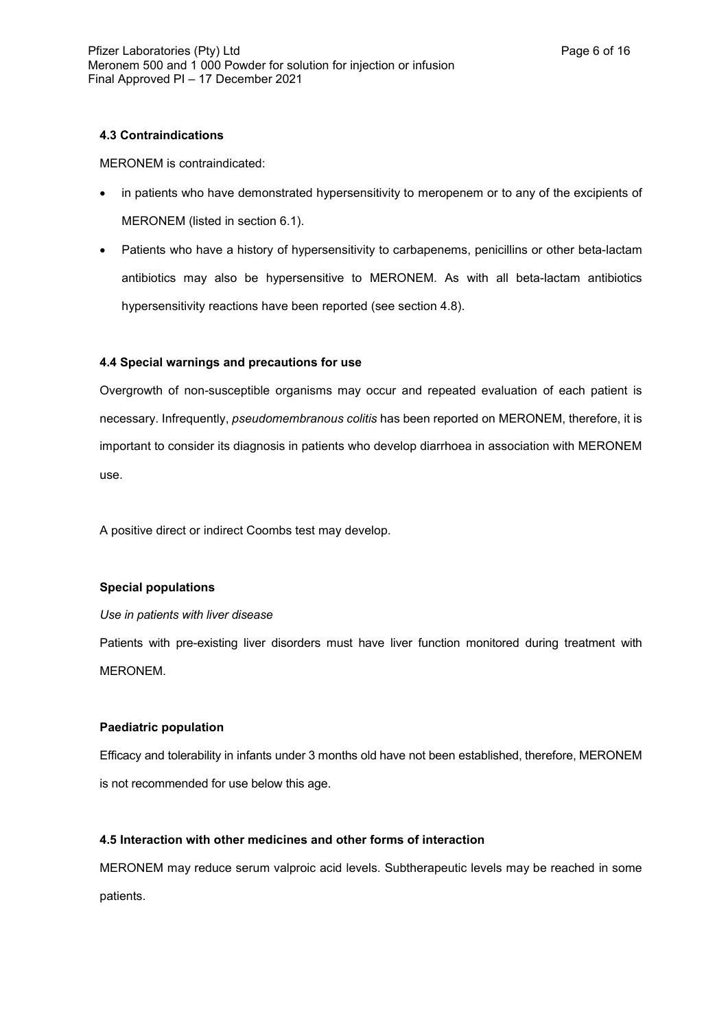### 4.3 Contraindications

MERONEM is contraindicated:

- in patients who have demonstrated hypersensitivity to meropenem or to any of the excipients of MERONEM (listed in section 6.1).
- Patients who have a history of hypersensitivity to carbapenems, penicillins or other beta-lactam antibiotics may also be hypersensitive to MERONEM. As with all beta-lactam antibiotics hypersensitivity reactions have been reported (see section 4.8).

### 4.4 Special warnings and precautions for use

Overgrowth of non-susceptible organisms may occur and repeated evaluation of each patient is necessary. Infrequently, *pseudomembranous colitis* has been reported on MERONEM, therefore, it is important to consider its diagnosis in patients who develop diarrhoea in association with MERONEM use.

A positive direct or indirect Coombs test may develop.

**Special populations**

*Use in patients with liver disease*

Patients with pre-existing liver disorders must have liver function monitored during treatment with MERONEM.

**Paediatric population**

Efficacy and tolerability in infants under 3 months old have not been established, therefore, MERONEM is not recommended for use below this age.

### 4.5 Interaction with other medicines and other forms of interaction

MERONEM may reduce serum valproic acid levels. Subtherapeutic levels may be reached in some patients.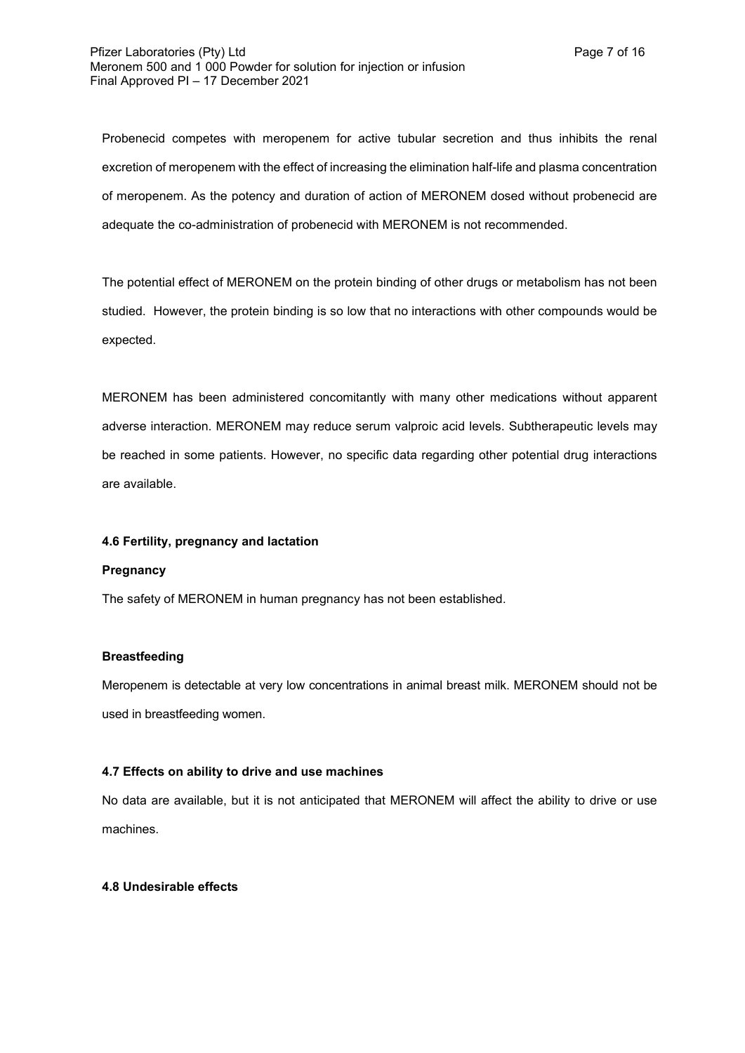Probenecid competes with meropenem for active tubular secretion and thus inhibits the renal excretion of meropenem with the effect of increasing the elimination half-life and plasma concentration of meropenem. As the potency and duration of action of MERONEM dosed without probenecid are adequate the co-administration of probenecid with MERONEM is not recommended.

The potential effect of MERONEM on the protein binding of other drugs or metabolism has not been studied. However, the protein binding is so low that no interactions with other compounds would be expected.

MERONEM has been administered concomitantly with many other medications without apparent adverse interaction. MERONEM may reduce serum valproic acid levels. Subtherapeutic levels may be reached in some patients. However, no specific data regarding other potential drug interactions are available.

### 4.6 Fertility, pregnancy and lactation

**Pregnancy**

The safety of MERONEM in human pregnancy has not been established.

**Breastfeeding**

Meropenem is detectable at very low concentrations in animal breast milk. MERONEM should not be used in breastfeeding women.

### 4.7 Effects on ability to drive and use machines

No data are available, but it is not anticipated that MERONEM will affect the ability to drive or use machines.

### 4.8 Undesirable effects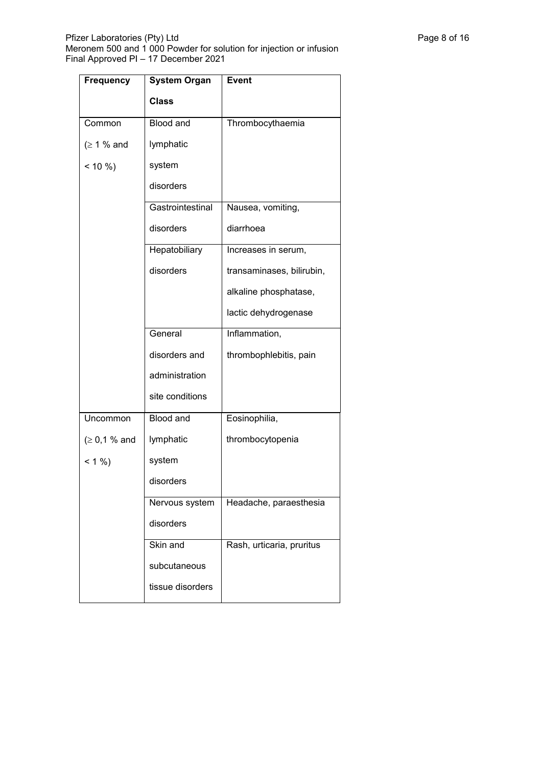| Frequency | System Organ Class | Event |
|---|---|---|
| Common (≥ 1 % and < 10 %) | Blood and lymphatic system disorders | Thrombocythaemia |
| | Gastrointestinal disorders | Nausea, vomiting, diarrhoea |
| | Hepatobiliary disorders | Increases in serum, transaminases, bilirubin, alkaline phosphatase, lactic dehydrogenase |
| | General disorders and administration site conditions | Inflammation, thrombophlebitis, pain |
| Uncommon (≥ 0,1 % and < 1 %) | Blood and lymphatic system disorders | Eosinophilia, thrombocytopenia |
| | Nervous system disorders | Headache, paraesthesia |
| | Skin and subcutaneous tissue disorders | Rash, urticaria, pruritus |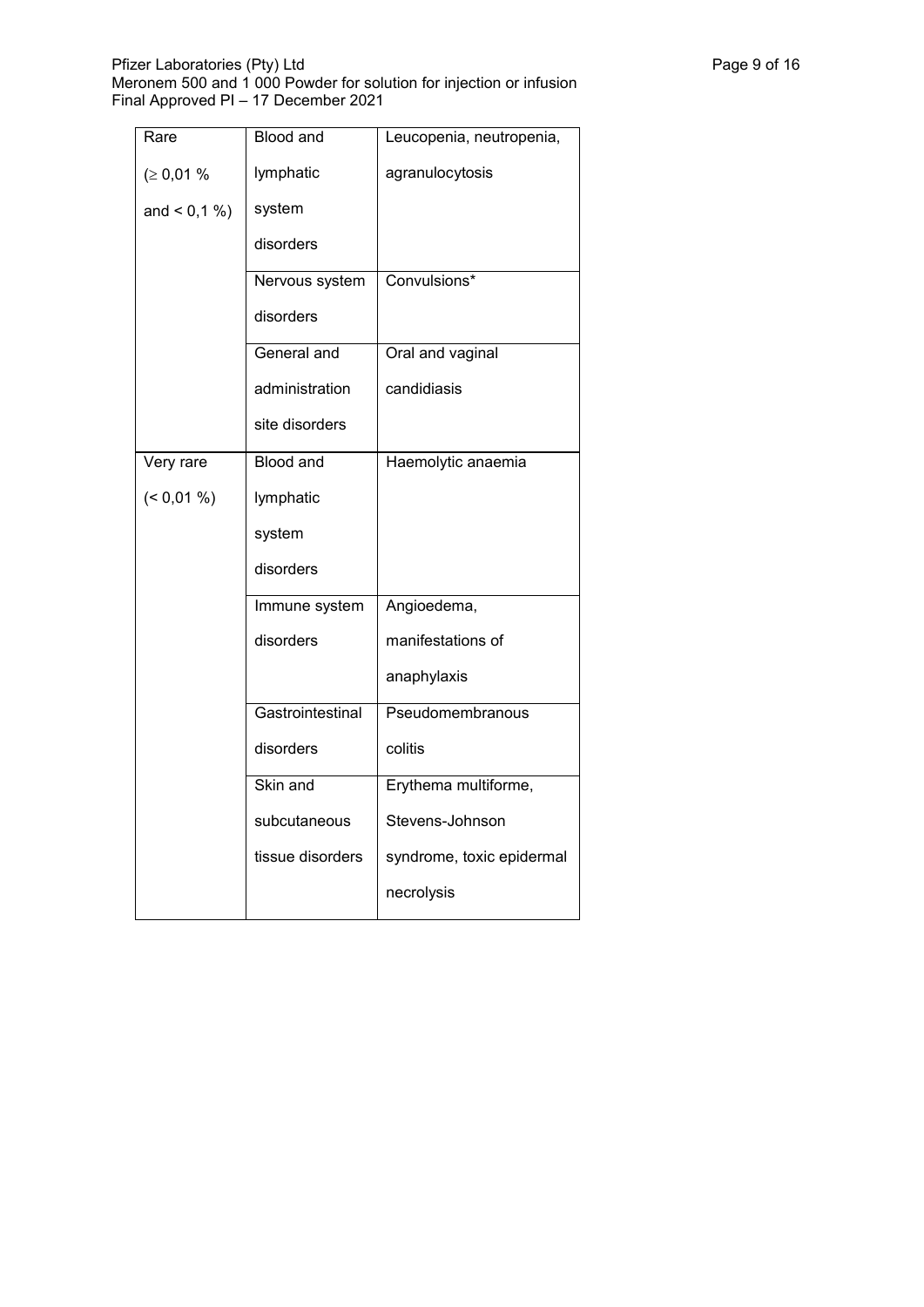| Rare (≥ 0,01 % and < 0,1 %) | Blood and lymphatic system disorders | Leucopenia, neutropenia, agranulocytosis |
|---|---|---|
| | Nervous system disorders | Convulsions* |
| | General and administration site disorders | Oral and vaginal candidiasis |
| Very rare (< 0,01 %) | Blood and lymphatic system disorders | Haemolytic anaemia |
| | Immune system disorders | Angioedema, manifestations of anaphylaxis |
| | Gastrointestinal disorders | Pseudomembranous colitis |
| | Skin and subcutaneous tissue disorders | Erythema multiforme, Stevens-Johnson syndrome, toxic epidermal necrolysis |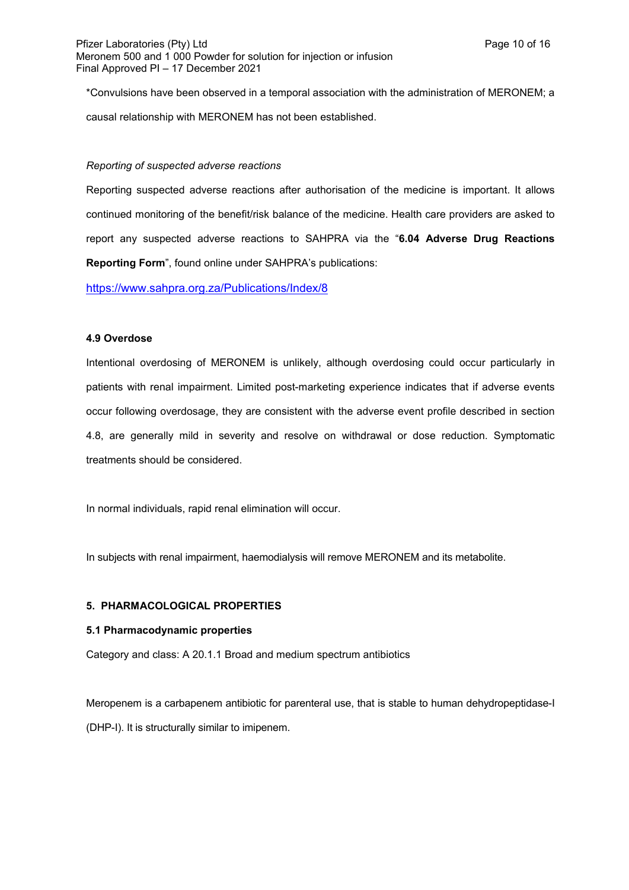*Convulsions have been observed in a temporal association with the administration of MERONEM; a causal relationship with MERONEM has not been established.

*Reporting of suspected adverse reactions*

Reporting suspected adverse reactions after authorisation of the medicine is important. It allows continued monitoring of the benefit/risk balance of the medicine. Health care providers are asked to report any suspected adverse reactions to SAHPRA via the "**6.04 Adverse Drug Reactions Reporting Form**", found online under SAHPRA's publications:

https://www.sahpra.org.za/Publications/Index/8

### 4.9 Overdose

Intentional overdosing of MERONEM is unlikely, although overdosing could occur particularly in patients with renal impairment. Limited post-marketing experience indicates that if adverse events occur following overdosage, they are consistent with the adverse event profile described in section 4.8, are generally mild in severity and resolve on withdrawal or dose reduction. Symptomatic treatments should be considered.

In normal individuals, rapid renal elimination will occur.

In subjects with renal impairment, haemodialysis will remove MERONEM and its metabolite.

## 5. PHARMACOLOGICAL PROPERTIES

### 5.1 Pharmacodynamic properties

Category and class: A 20.1.1 Broad and medium spectrum antibiotics

Meropenem is a carbapenem antibiotic for parenteral use, that is stable to human dehydropeptidase-I (DHP-I). It is structurally similar to imipenem.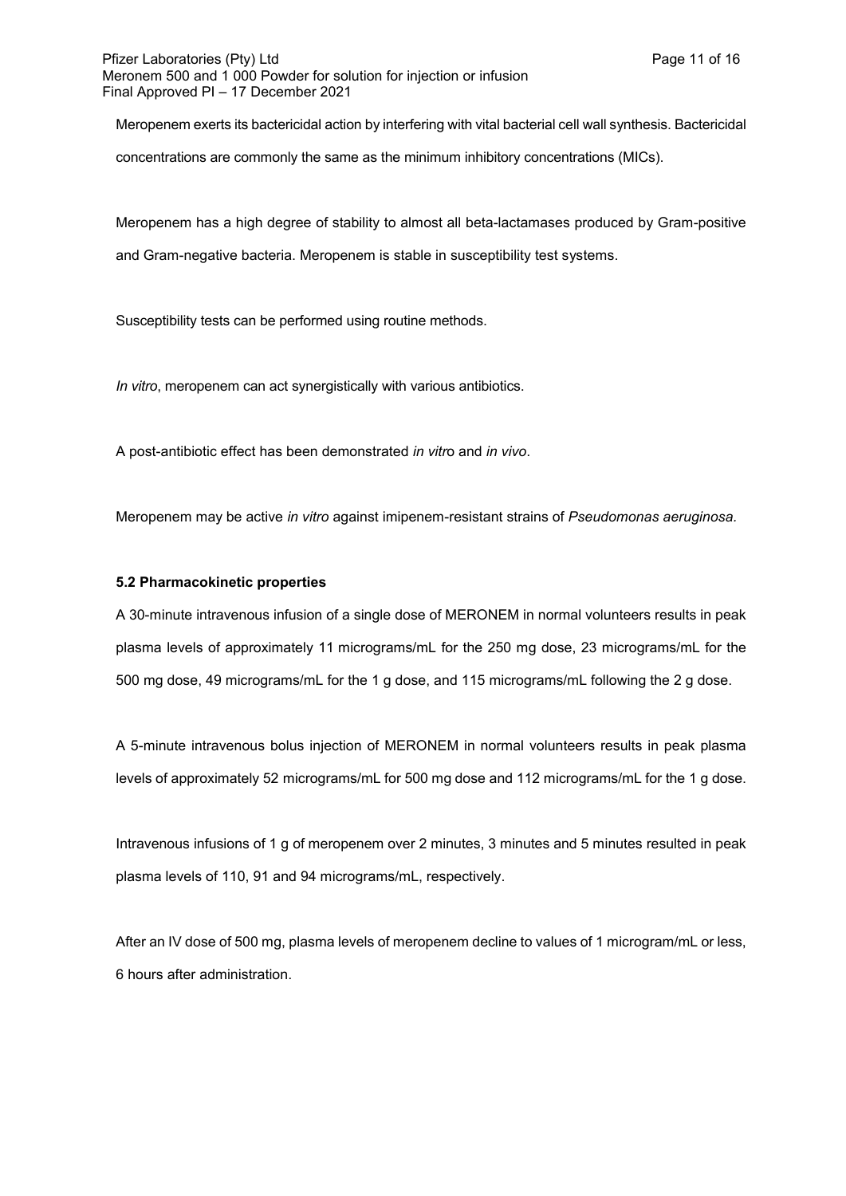Meropenem exerts its bactericidal action by interfering with vital bacterial cell wall synthesis. Bactericidal concentrations are commonly the same as the minimum inhibitory concentrations (MICs).

Meropenem has a high degree of stability to almost all beta-lactamases produced by Gram-positive and Gram-negative bacteria. Meropenem is stable in susceptibility test systems.

Susceptibility tests can be performed using routine methods.

*In vitro*, meropenem can act synergistically with various antibiotics.

A post-antibiotic effect has been demonstrated *in vitro* and *in vivo*.

Meropenem may be active *in vitro* against imipenem-resistant strains of *Pseudomonas aeruginosa.*

**5.2 Pharmacokinetic properties**

A 30-minute intravenous infusion of a single dose of MERONEM in normal volunteers results in peak plasma levels of approximately 11 micrograms/mL for the 250 mg dose, 23 micrograms/mL for the 500 mg dose, 49 micrograms/mL for the 1 g dose, and 115 micrograms/mL following the 2 g dose.

A 5-minute intravenous bolus injection of MERONEM in normal volunteers results in peak plasma levels of approximately 52 micrograms/mL for 500 mg dose and 112 micrograms/mL for the 1 g dose.

Intravenous infusions of 1 g of meropenem over 2 minutes, 3 minutes and 5 minutes resulted in peak plasma levels of 110, 91 and 94 micrograms/mL, respectively.

After an IV dose of 500 mg, plasma levels of meropenem decline to values of 1 microgram/mL or less, 6 hours after administration.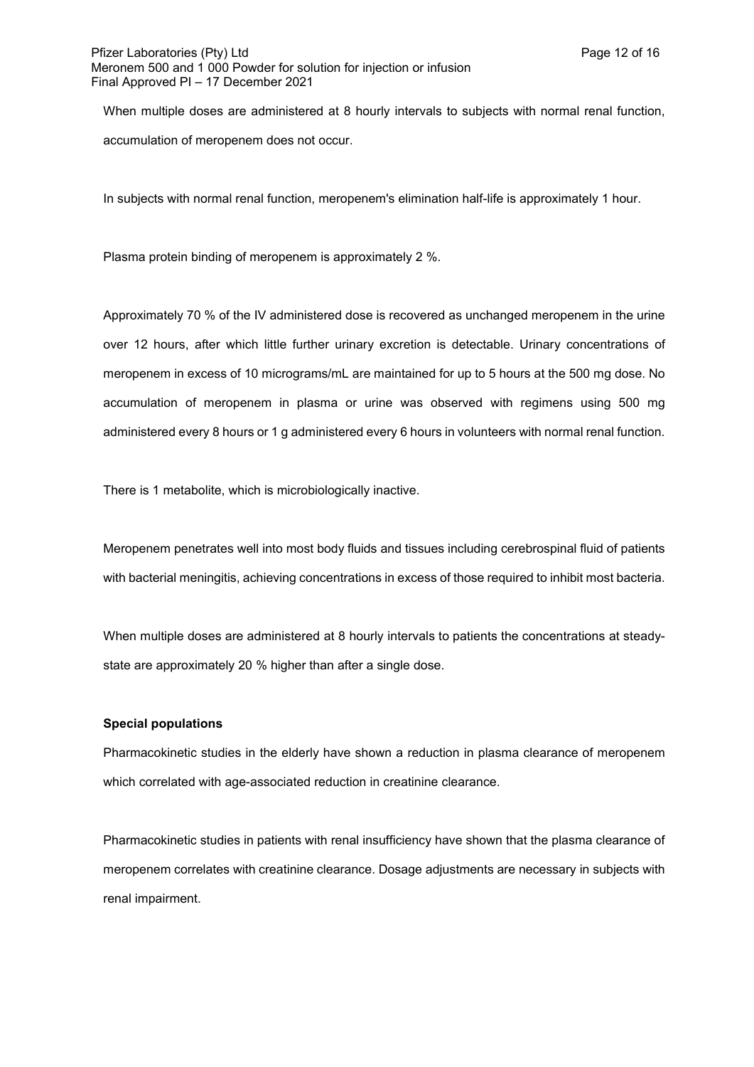When multiple doses are administered at 8 hourly intervals to subjects with normal renal function, accumulation of meropenem does not occur.

In subjects with normal renal function, meropenem's elimination half-life is approximately 1 hour.

Plasma protein binding of meropenem is approximately 2 %.

Approximately 70 % of the IV administered dose is recovered as unchanged meropenem in the urine over 12 hours, after which little further urinary excretion is detectable. Urinary concentrations of meropenem in excess of 10 micrograms/mL are maintained for up to 5 hours at the 500 mg dose. No accumulation of meropenem in plasma or urine was observed with regimens using 500 mg administered every 8 hours or 1 g administered every 6 hours in volunteers with normal renal function.

There is 1 metabolite, which is microbiologically inactive.

Meropenem penetrates well into most body fluids and tissues including cerebrospinal fluid of patients with bacterial meningitis, achieving concentrations in excess of those required to inhibit most bacteria.

When multiple doses are administered at 8 hourly intervals to patients the concentrations at steady-state are approximately 20 % higher than after a single dose.

**Special populations**

Pharmacokinetic studies in the elderly have shown a reduction in plasma clearance of meropenem which correlated with age-associated reduction in creatinine clearance.

Pharmacokinetic studies in patients with renal insufficiency have shown that the plasma clearance of meropenem correlates with creatinine clearance. Dosage adjustments are necessary in subjects with renal impairment.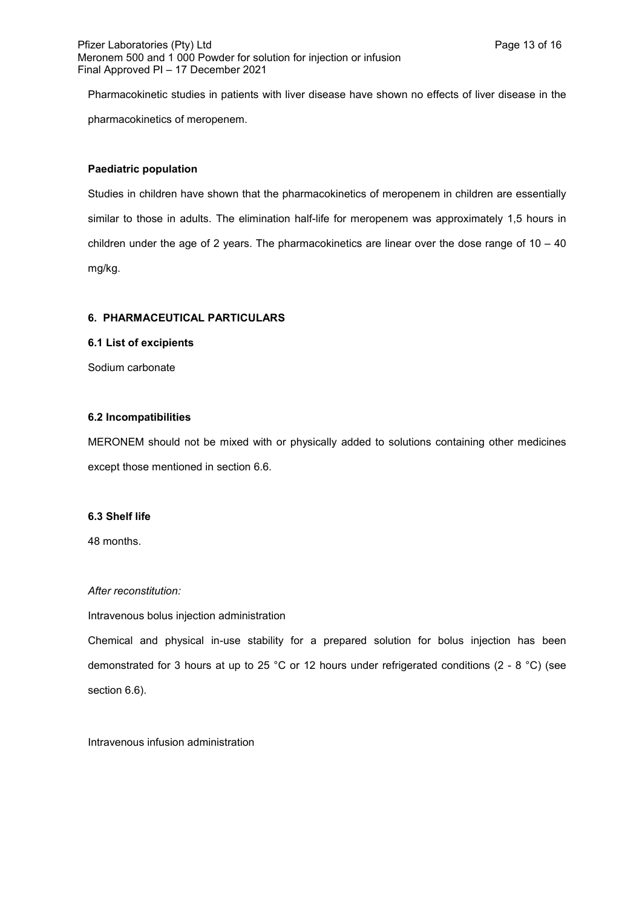Pharmacokinetic studies in patients with liver disease have shown no effects of liver disease in the pharmacokinetics of meropenem.

**Paediatric population**

Studies in children have shown that the pharmacokinetics of meropenem in children are essentially similar to those in adults. The elimination half-life for meropenem was approximately 1,5 hours in children under the age of 2 years. The pharmacokinetics are linear over the dose range of 10 – 40 mg/kg.

## 6. PHARMACEUTICAL PARTICULARS

### 6.1 List of excipients

Sodium carbonate

### 6.2 Incompatibilities

MERONEM should not be mixed with or physically added to solutions containing other medicines except those mentioned in section 6.6.

### 6.3 Shelf life

48 months.

*After reconstitution:*

Intravenous bolus injection administration

Chemical and physical in-use stability for a prepared solution for bolus injection has been demonstrated for 3 hours at up to 25 °C or 12 hours under refrigerated conditions (2 - 8 °C) (see section 6.6).

Intravenous infusion administration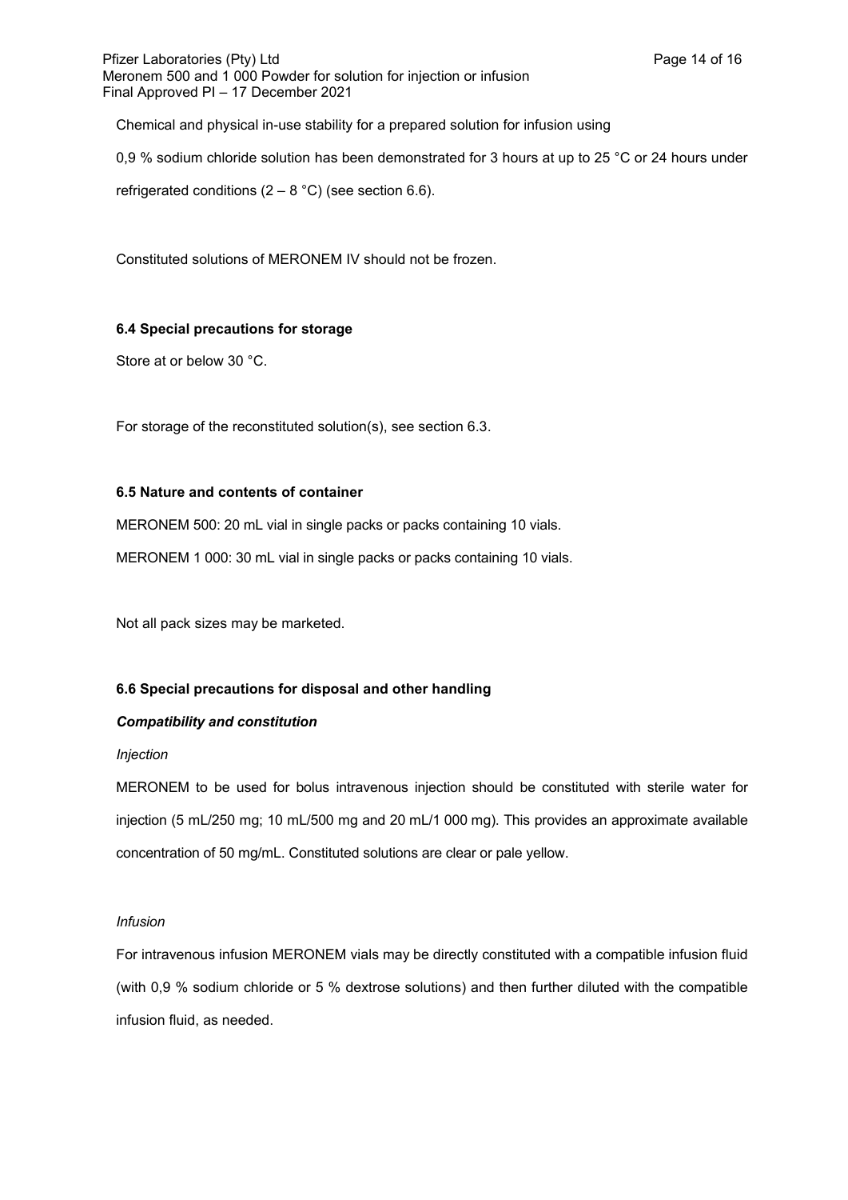Chemical and physical in-use stability for a prepared solution for infusion using 0,9 % sodium chloride solution has been demonstrated for 3 hours at up to 25 °C or 24 hours under refrigerated conditions (2 – 8 °C) (see section 6.6).

Constituted solutions of MERONEM IV should not be frozen.

### 6.4 Special precautions for storage

Store at or below 30 °C.

For storage of the reconstituted solution(s), see section 6.3.

### 6.5 Nature and contents of container

MERONEM 500: 20 mL vial in single packs or packs containing 10 vials.

MERONEM 1 000: 30 mL vial in single packs or packs containing 10 vials.

Not all pack sizes may be marketed.

### 6.6 Special precautions for disposal and other handling

***Compatibility and constitution***

*Injection*

MERONEM to be used for bolus intravenous injection should be constituted with sterile water for injection (5 mL/250 mg; 10 mL/500 mg and 20 mL/1 000 mg). This provides an approximate available concentration of 50 mg/mL. Constituted solutions are clear or pale yellow.

*Infusion*

For intravenous infusion MERONEM vials may be directly constituted with a compatible infusion fluid (with 0,9 % sodium chloride or 5 % dextrose solutions) and then further diluted with the compatible infusion fluid, as needed.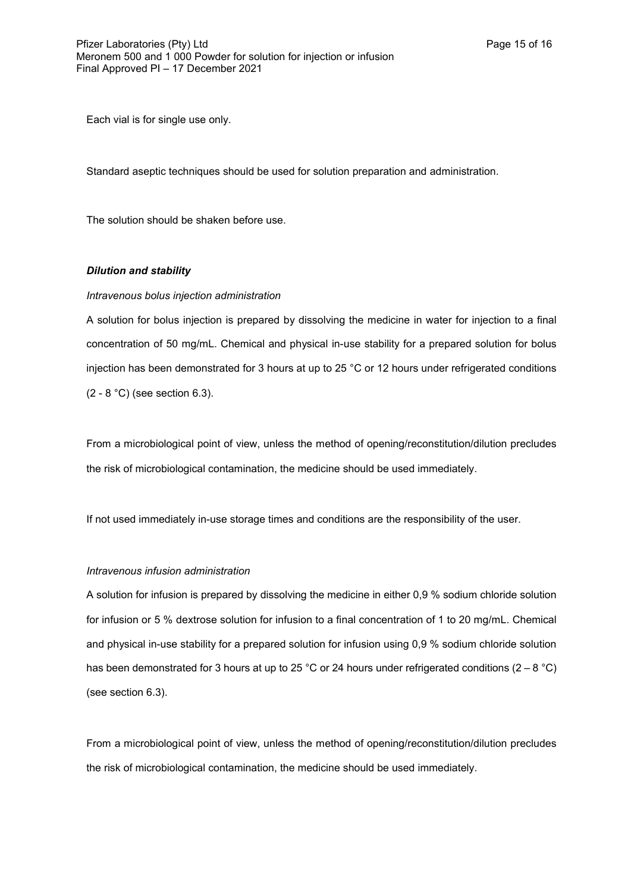Each vial is for single use only.

Standard aseptic techniques should be used for solution preparation and administration.

The solution should be shaken before use.

***Dilution and stability***

*Intravenous bolus injection administration*

A solution for bolus injection is prepared by dissolving the medicine in water for injection to a final concentration of 50 mg/mL. Chemical and physical in-use stability for a prepared solution for bolus injection has been demonstrated for 3 hours at up to 25 °C or 12 hours under refrigerated conditions (2 - 8 °C) (see section 6.3).

From a microbiological point of view, unless the method of opening/reconstitution/dilution precludes the risk of microbiological contamination, the medicine should be used immediately.

If not used immediately in-use storage times and conditions are the responsibility of the user.

*Intravenous infusion administration*

A solution for infusion is prepared by dissolving the medicine in either 0,9 % sodium chloride solution for infusion or 5 % dextrose solution for infusion to a final concentration of 1 to 20 mg/mL. Chemical and physical in-use stability for a prepared solution for infusion using 0,9 % sodium chloride solution has been demonstrated for 3 hours at up to 25 °C or 24 hours under refrigerated conditions (2 – 8 °C) (see section 6.3).

From a microbiological point of view, unless the method of opening/reconstitution/dilution precludes the risk of microbiological contamination, the medicine should be used immediately.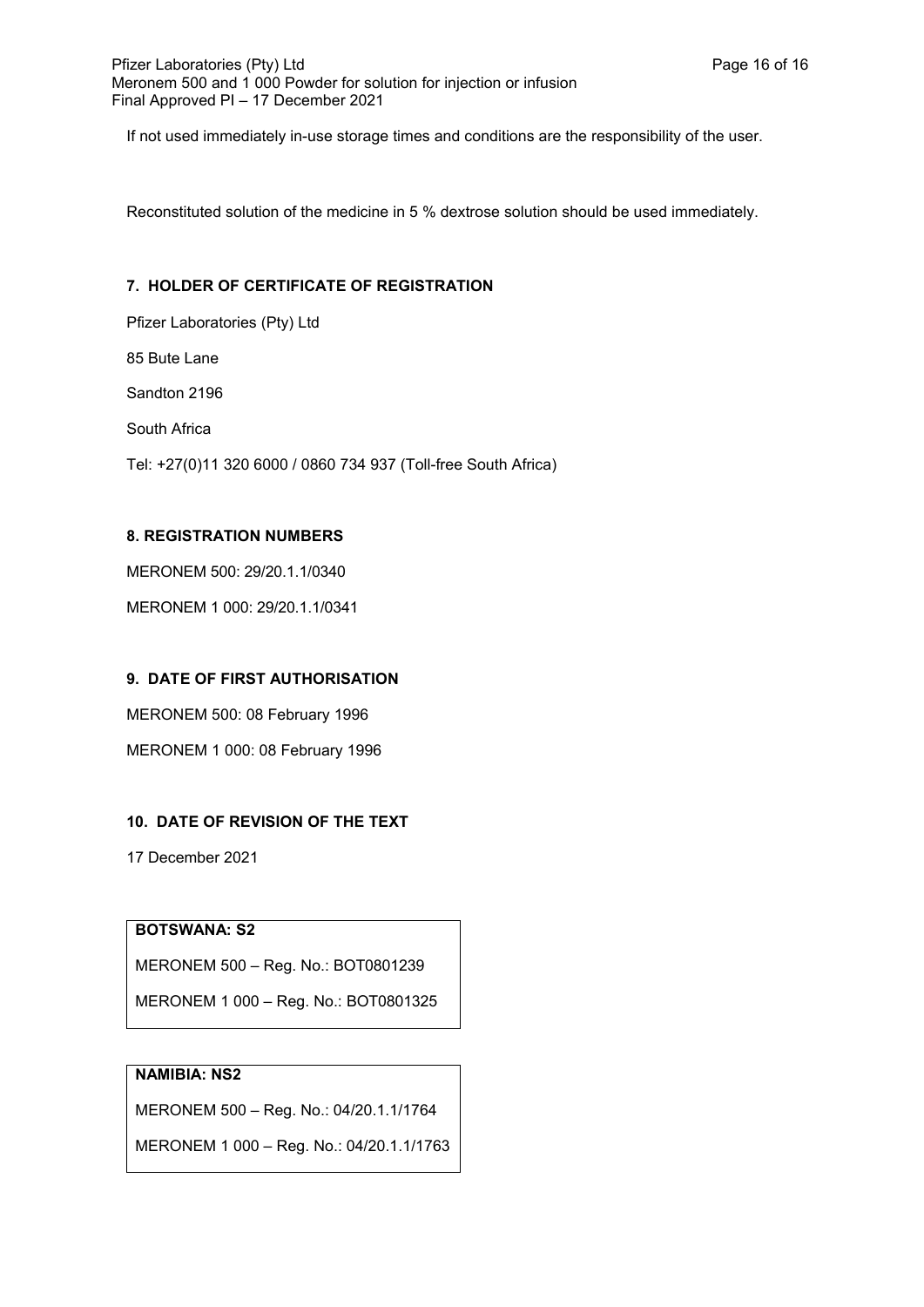If not used immediately in-use storage times and conditions are the responsibility of the user.

Reconstituted solution of the medicine in 5 % dextrose solution should be used immediately.

## 7. HOLDER OF CERTIFICATE OF REGISTRATION

Pfizer Laboratories (Pty) Ltd

85 Bute Lane

Sandton 2196

South Africa

Tel: +27(0)11 320 6000 / 0860 734 937 (Toll-free South Africa)

## 8. REGISTRATION NUMBERS

MERONEM 500: 29/20.1.1/0340

MERONEM 1 000: 29/20.1.1/0341

## 9. DATE OF FIRST AUTHORISATION

MERONEM 500: 08 February 1996

MERONEM 1 000: 08 February 1996

## 10. DATE OF REVISION OF THE TEXT

17 December 2021

**BOTSWANA: S2**

MERONEM 500 – Reg. No.: BOT0801239

MERONEM 1 000 – Reg. No.: BOT0801325

**NAMIBIA: NS2**

MERONEM 500 – Reg. No.: 04/20.1.1/1764

MERONEM 1 000 – Reg. No.: 04/20.1.1/1763